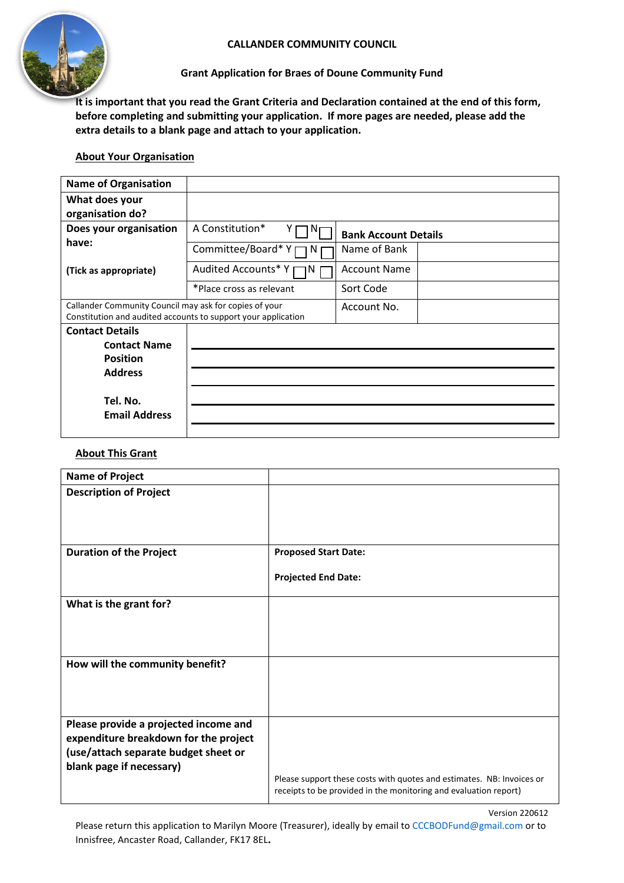# CALLANDER COMMUNITY COUNCIL

## Grant Application for Braes of Doune Community Fund

**It is important that you read the Grant Criteria and Declaration contained at the end of this form, before completing and submitting your application. If more pages are needed, please add the extra details to a blank page and attach to your application.**

### About Your Organisation

| **Name of Organisation** | | | |
|---|---|---|---|
| **What does your organisation do?** | | | |
| **Does your organisation have:** | A Constitution* Y ☐ N ☐ | **Bank Account Details** | |
| | Committee/Board* Y ☐ N ☐ | Name of Bank | |
| **(Tick as appropriate)** | Audited Accounts* Y ☐ N ☐ | Account Name | |
| | *Place cross as relevant | Sort Code | |
| Callander Community Council may ask for copies of your Constitution and audited accounts to support your application | | Account No. | |
| **Contact Details** | | | |
| **Contact Name** | | | |
| **Position** | | | |
| **Address** | | | |
| **Tel. No.** | | | |
| **Email Address** | | | |

### About This Grant

| **Name of Project** | |
|---|---|
| **Description of Project** | |
| **Duration of the Project** | **Proposed Start Date:**<br>**Projected End Date:** |
| **What is the grant for?** | |
| **How will the community benefit?** | |
| **Please provide a projected income and expenditure breakdown for the project (use/attach separate budget sheet or blank page if necessary)** | Please support these costs with quotes and estimates. NB: Invoices or receipts to be provided in the monitoring and evaluation report) |

Version 220612

Please return this application to Marilyn Moore (Treasurer), ideally by email to CCCBODFund@gmail.com or to Innisfree, Ancaster Road, Callander, FK17 8EL.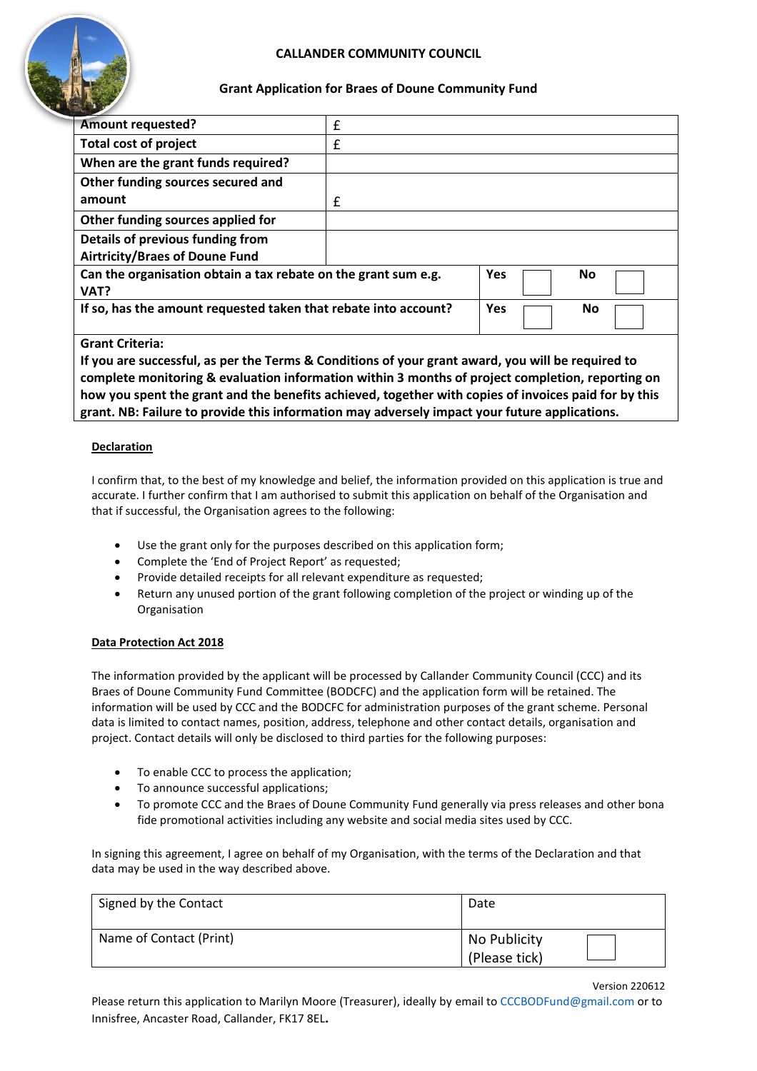**CALLANDER COMMUNITY COUNCIL**

**Grant Application for Braes of Doune Community Fund**

| | | | | | |
|---|---|---|---|---|---|
| **Amount requested?** | £ | | | | |
| **Total cost of project** | £ | | | | |
| **When are the grant funds required?** | | | | | |
| **Other funding sources secured and amount** | £ | | | | |
| **Other funding sources applied for** | | | | | |
| **Details of previous funding from Airtricity/Braes of Doune Fund** | | | | | |
| **Can the organisation obtain a tax rebate on the grant sum e.g. VAT?** | | **Yes** | ☐ | **No** | ☐ |
| **If so, has the amount requested taken that rebate into account?** | | **Yes** | ☐ | **No** | ☐ |

**Grant Criteria:**
**If you are successful, as per the Terms & Conditions of your grant award, you will be required to complete monitoring & evaluation information within 3 months of project completion, reporting on how you spent the grant and the benefits achieved, together with copies of invoices paid for by this grant. NB: Failure to provide this information may adversely impact your future applications.**

**Declaration**

I confirm that, to the best of my knowledge and belief, the information provided on this application is true and accurate. I further confirm that I am authorised to submit this application on behalf of the Organisation and that if successful, the Organisation agrees to the following:

- Use the grant only for the purposes described on this application form;
- Complete the 'End of Project Report' as requested;
- Provide detailed receipts for all relevant expenditure as requested;
- Return any unused portion of the grant following completion of the project or winding up of the Organisation

**Data Protection Act 2018**

The information provided by the applicant will be processed by Callander Community Council (CCC) and its Braes of Doune Community Fund Committee (BODCFC) and the application form will be retained. The information will be used by CCC and the BODCFC for administration purposes of the grant scheme. Personal data is limited to contact names, position, address, telephone and other contact details, organisation and project. Contact details will only be disclosed to third parties for the following purposes:

- To enable CCC to process the application;
- To announce successful applications;
- To promote CCC and the Braes of Doune Community Fund generally via press releases and other bona fide promotional activities including any website and social media sites used by CCC.

In signing this agreement, I agree on behalf of my Organisation, with the terms of the Declaration and that data may be used in the way described above.

| | | |
|---|---|---|
| Signed by the Contact | Date | |
| Name of Contact (Print) | No Publicity (Please tick) | ☐ |

Version 220612

Please return this application to Marilyn Moore (Treasurer), ideally by email to CCCBODFund@gmail.com or to Innisfree, Ancaster Road, Callander, FK17 8EL.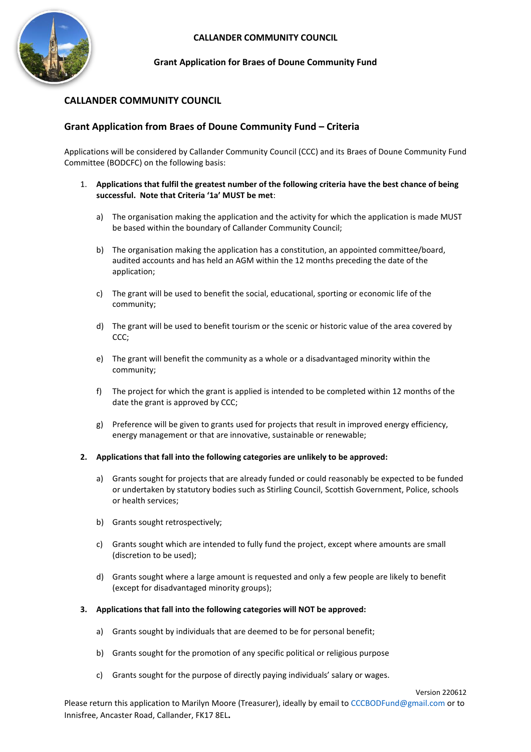CALLANDER COMMUNITY COUNCIL

Grant Application for Braes of Doune Community Fund

## CALLANDER COMMUNITY COUNCIL

## Grant Application from Braes of Doune Community Fund – Criteria

Applications will be considered by Callander Community Council (CCC) and its Braes of Doune Community Fund Committee (BODCFC) on the following basis:

1. **Applications that fulfil the greatest number of the following criteria have the best chance of being successful. Note that Criteria '1a' MUST be met**:

   a) The organisation making the application and the activity for which the application is made MUST be based within the boundary of Callander Community Council;

   b) The organisation making the application has a constitution, an appointed committee/board, audited accounts and has held an AGM within the 12 months preceding the date of the application;

   c) The grant will be used to benefit the social, educational, sporting or economic life of the community;

   d) The grant will be used to benefit tourism or the scenic or historic value of the area covered by CCC;

   e) The grant will benefit the community as a whole or a disadvantaged minority within the community;

   f) The project for which the grant is applied is intended to be completed within 12 months of the date the grant is approved by CCC;

   g) Preference will be given to grants used for projects that result in improved energy efficiency, energy management or that are innovative, sustainable or renewable;

2. **Applications that fall into the following categories are unlikely to be approved:**

   a) Grants sought for projects that are already funded or could reasonably be expected to be funded or undertaken by statutory bodies such as Stirling Council, Scottish Government, Police, schools or health services;

   b) Grants sought retrospectively;

   c) Grants sought which are intended to fully fund the project, except where amounts are small (discretion to be used);

   d) Grants sought where a large amount is requested and only a few people are likely to benefit (except for disadvantaged minority groups);

3. **Applications that fall into the following categories will NOT be approved:**

   a) Grants sought by individuals that are deemed to be for personal benefit;

   b) Grants sought for the promotion of any specific political or religious purpose

   c) Grants sought for the purpose of directly paying individuals' salary or wages.

Version 220612

Please return this application to Marilyn Moore (Treasurer), ideally by email to CCCBODFund@gmail.com or to Innisfree, Ancaster Road, Callander, FK17 8EL**.**